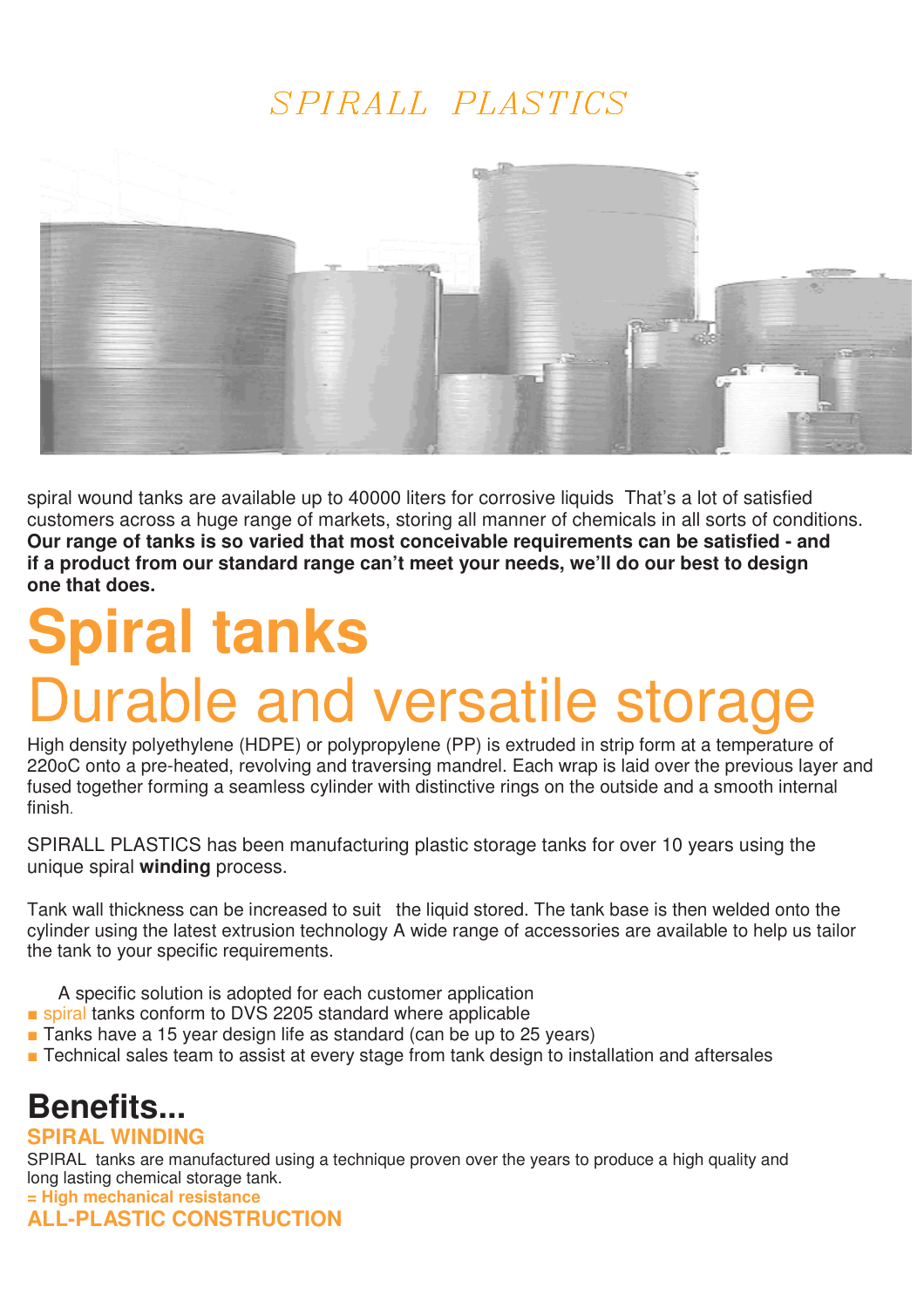# SPIRALL PLASTICS

spiral wound tanks are available up to 40000 liters for corrosive liquids That's a lot of satisfied customers across a huge range of markets, storing all manner of chemicals in all sorts of conditions. **Our range of tanks is so varied that most conceivable requirements can be satisfied - and if a product from our standard range can't meet your needs, we'll do our best to design one that does.**

# Spiral tanks

## Durable and versatile storage

High density polyethylene (HDPE) or polypropylene (PP) is extruded in strip form at a temperature of 220oC onto a pre-heated, revolving and traversing mandrel. Each wrap is laid over the previous layer and fused together forming a seamless cylinder with distinctive rings on the outside and a smooth internal finish.

SPIRALL PLASTICS has been manufacturing plastic storage tanks for over 10 years using the unique spiral **winding** process.

Tank wall thickness can be increased to suit the liquid stored. The tank base is then welded onto the cylinder using the latest extrusion technology A wide range of accessories are available to help us tailor the tank to your specific requirements.

A specific solution is adopted for each customer application

- spiral tanks conform to DVS 2205 standard where applicable
- Tanks have a 15 year design life as standard (can be up to 25 years)
- Technical sales team to assist at every stage from tank design to installation and aftersales

## Benefits...

### SPIRAL WINDING

SPIRAL tanks are manufactured using a technique proven over the years to produce a high quality and long lasting chemical storage tank.

**= High mechanical resistance**

### ALL-PLASTIC CONSTRUCTION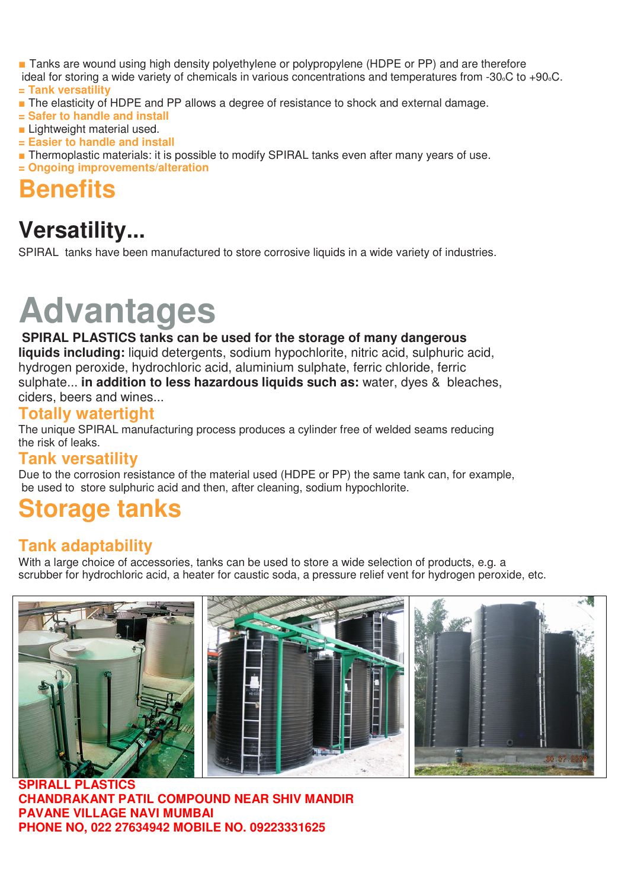- Tanks are wound using high density polyethylene or polypropylene (HDPE or PP) and are therefore ideal for storing a wide variety of chemicals in various concentrations and temperatures from -30°C to +90°C.

= **Tank versatility**

- The elasticity of HDPE and PP allows a degree of resistance to shock and external damage.

= **Safer to handle and install**

- Lightweight material used.

= **Easier to handle and install**

- Thermoplastic materials: it is possible to modify SPIRAL tanks even after many years of use.

= **Ongoing improvements/alteration**

# Benefits

## Versatility...

SPIRAL tanks have been manufactured to store corrosive liquids in a wide variety of industries.

# Advantages

**SPIRAL PLASTICS tanks can be used for the storage of many dangerous liquids including:** liquid detergents, sodium hypochlorite, nitric acid, sulphuric acid, hydrogen peroxide, hydrochloric acid, aluminium sulphate, ferric chloride, ferric sulphate... **in addition to less hazardous liquids such as:** water, dyes & bleaches, ciders, beers and wines...

### Totally watertight

The unique SPIRAL manufacturing process produces a cylinder free of welded seams reducing the risk of leaks.

### Tank versatility

Due to the corrosion resistance of the material used (HDPE or PP) the same tank can, for example, be used to store sulphuric acid and then, after cleaning, sodium hypochlorite.

# Storage tanks

### Tank adaptability

With a large choice of accessories, tanks can be used to store a wide selection of products, e.g. a scrubber for hydrochloric acid, a heater for caustic soda, a pressure relief vent for hydrogen peroxide, etc.

**SPIRALL PLASTICS**
**CHANDRAKANT PATIL COMPOUND NEAR SHIV MANDIR**
**PAVANE VILLAGE NAVI MUMBAI**
**PHONE NO, 022 27634942 MOBILE NO. 09223331625**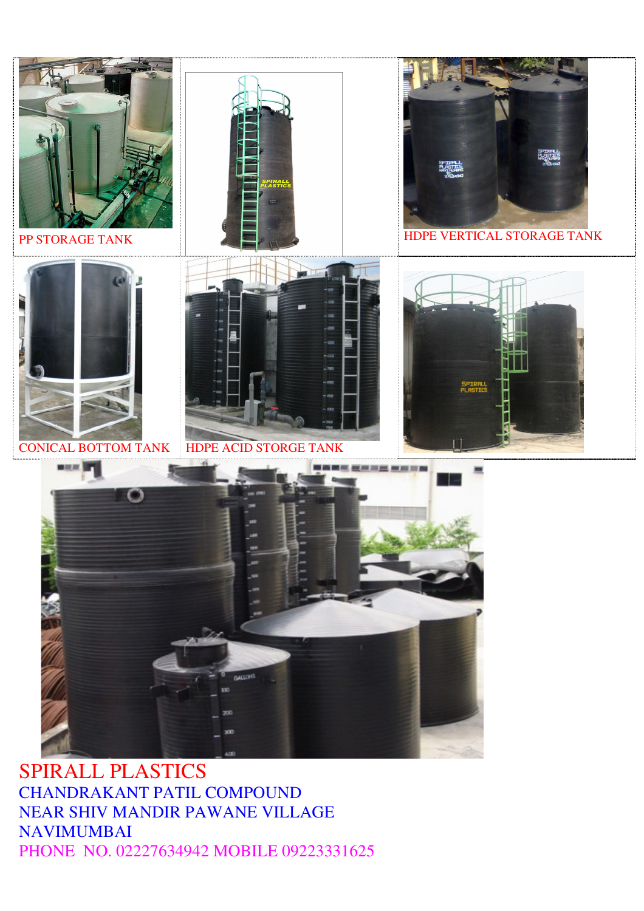PP STORAGE TANK

HDPE VERTICAL STORAGE TANK

CONICAL BOTTOM TANK

HDPE ACID STORGE TANK

SPIRALL PLASTICS

CHANDRAKANT PATIL COMPOUND

NEAR SHIV MANDIR PAWANE VILLAGE

NAVIMUMBAI

PHONE NO. 02227634942 MOBILE 09223331625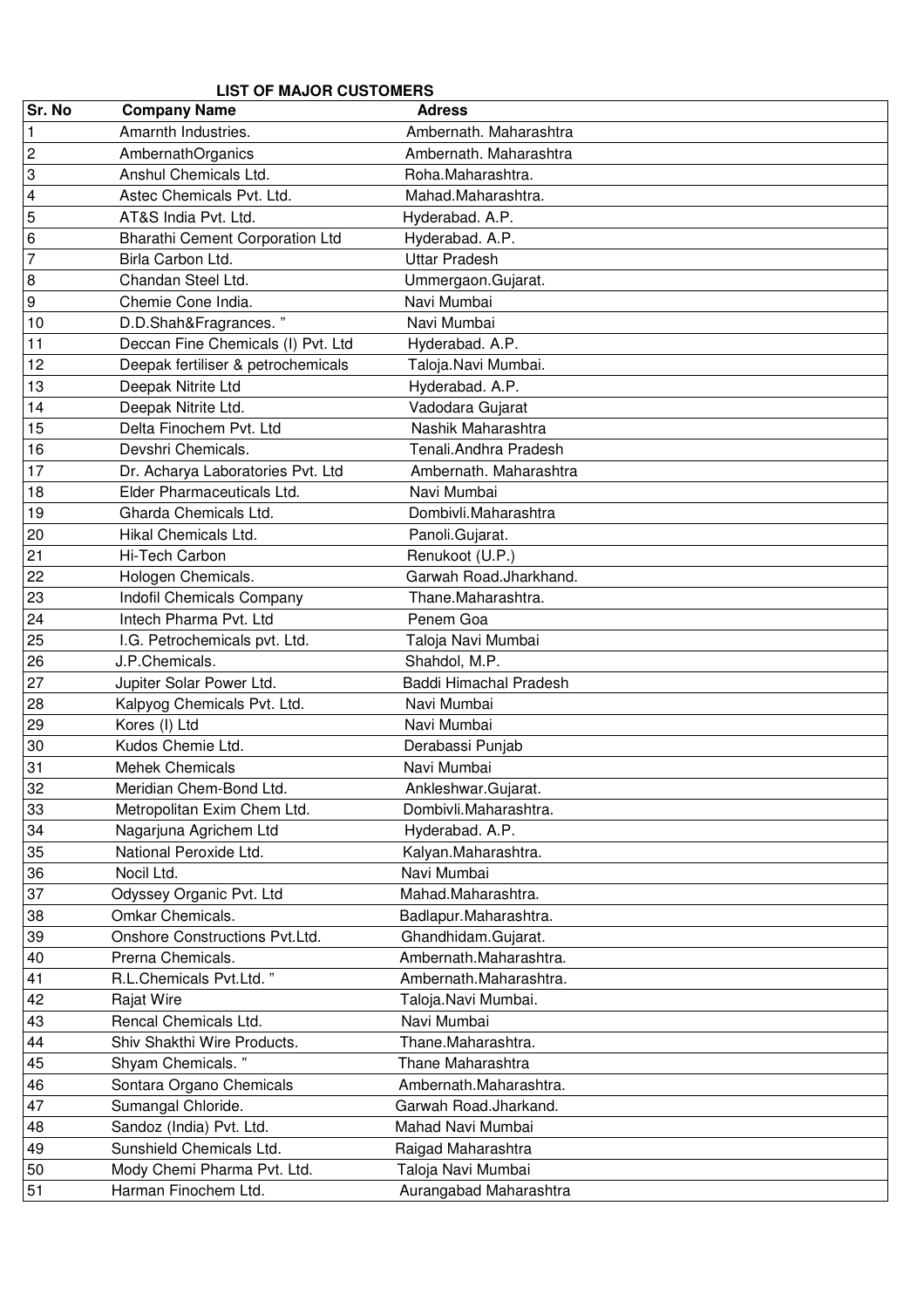## LIST OF MAJOR CUSTOMERS

| Sr. No | Company Name | Adress |
|---|---|---|
| 1 | Amarnth Industries. | Ambernath. Maharashtra |
| 2 | AmbernathOrganics | Ambernath. Maharashtra |
| 3 | Anshul Chemicals Ltd. | Roha.Maharashtra. |
| 4 | Astec Chemicals Pvt. Ltd. | Mahad.Maharashtra. |
| 5 | AT&S India Pvt. Ltd. | Hyderabad. A.P. |
| 6 | Bharathi Cement Corporation Ltd | Hyderabad. A.P. |
| 7 | Birla Carbon Ltd. | Uttar Pradesh |
| 8 | Chandan Steel Ltd. | Ummergaon.Gujarat. |
| 9 | Chemie Cone India. | Navi Mumbai |
| 10 | D.D.Shah&Fragrances. " | Navi Mumbai |
| 11 | Deccan Fine Chemicals (I) Pvt. Ltd | Hyderabad. A.P. |
| 12 | Deepak fertiliser & petrochemicals | Taloja.Navi Mumbai. |
| 13 | Deepak Nitrite Ltd | Hyderabad. A.P. |
| 14 | Deepak Nitrite Ltd. | Vadodara Gujarat |
| 15 | Delta Finochem Pvt. Ltd | Nashik Maharashtra |
| 16 | Devshri Chemicals. | Tenali.Andhra Pradesh |
| 17 | Dr. Acharya Laboratories Pvt. Ltd | Ambernath. Maharashtra |
| 18 | Elder Pharmaceuticals Ltd. | Navi Mumbai |
| 19 | Gharda Chemicals Ltd. | Dombivli.Maharashtra |
| 20 | Hikal Chemicals Ltd. | Panoli.Gujarat. |
| 21 | Hi-Tech Carbon | Renukoot (U.P.) |
| 22 | Hologen Chemicals. | Garwah Road.Jharkhand. |
| 23 | Indofil Chemicals Company | Thane.Maharashtra. |
| 24 | Intech Pharma Pvt. Ltd | Penem Goa |
| 25 | I.G. Petrochemicals pvt. Ltd. | Taloja Navi Mumbai |
| 26 | J.P.Chemicals. | Shahdol, M.P. |
| 27 | Jupiter Solar Power Ltd. | Baddi Himachal Pradesh |
| 28 | Kalpyog Chemicals Pvt. Ltd. | Navi Mumbai |
| 29 | Kores (I) Ltd | Navi Mumbai |
| 30 | Kudos Chemie Ltd. | Derabassi Punjab |
| 31 | Mehek Chemicals | Navi Mumbai |
| 32 | Meridian Chem-Bond Ltd. | Ankleshwar.Gujarat. |
| 33 | Metropolitan Exim Chem Ltd. | Dombivli.Maharashtra. |
| 34 | Nagarjuna Agrichem Ltd | Hyderabad. A.P. |
| 35 | National Peroxide Ltd. | Kalyan.Maharashtra. |
| 36 | Nocil Ltd. | Navi Mumbai |
| 37 | Odyssey Organic Pvt. Ltd | Mahad.Maharashtra. |
| 38 | Omkar Chemicals. | Badlapur.Maharashtra. |
| 39 | Onshore Constructions Pvt.Ltd. | Ghandhidam.Gujarat. |
| 40 | Prerna Chemicals. | Ambernath.Maharashtra. |
| 41 | R.L.Chemicals Pvt.Ltd. " | Ambernath.Maharashtra. |
| 42 | Rajat Wire | Taloja.Navi Mumbai. |
| 43 | Rencal Chemicals Ltd. | Navi Mumbai |
| 44 | Shiv Shakthi Wire Products. | Thane.Maharashtra. |
| 45 | Shyam Chemicals. " | Thane Maharashtra |
| 46 | Sontara Organo Chemicals | Ambernath.Maharashtra. |
| 47 | Sumangal Chloride. | Garwah Road.Jharkand. |
| 48 | Sandoz (India) Pvt. Ltd. | Mahad Navi Mumbai |
| 49 | Sunshield Chemicals Ltd. | Raigad Maharashtra |
| 50 | Mody Chemi Pharma Pvt. Ltd. | Taloja Navi Mumbai |
| 51 | Harman Finochem Ltd. | Aurangabad Maharashtra |